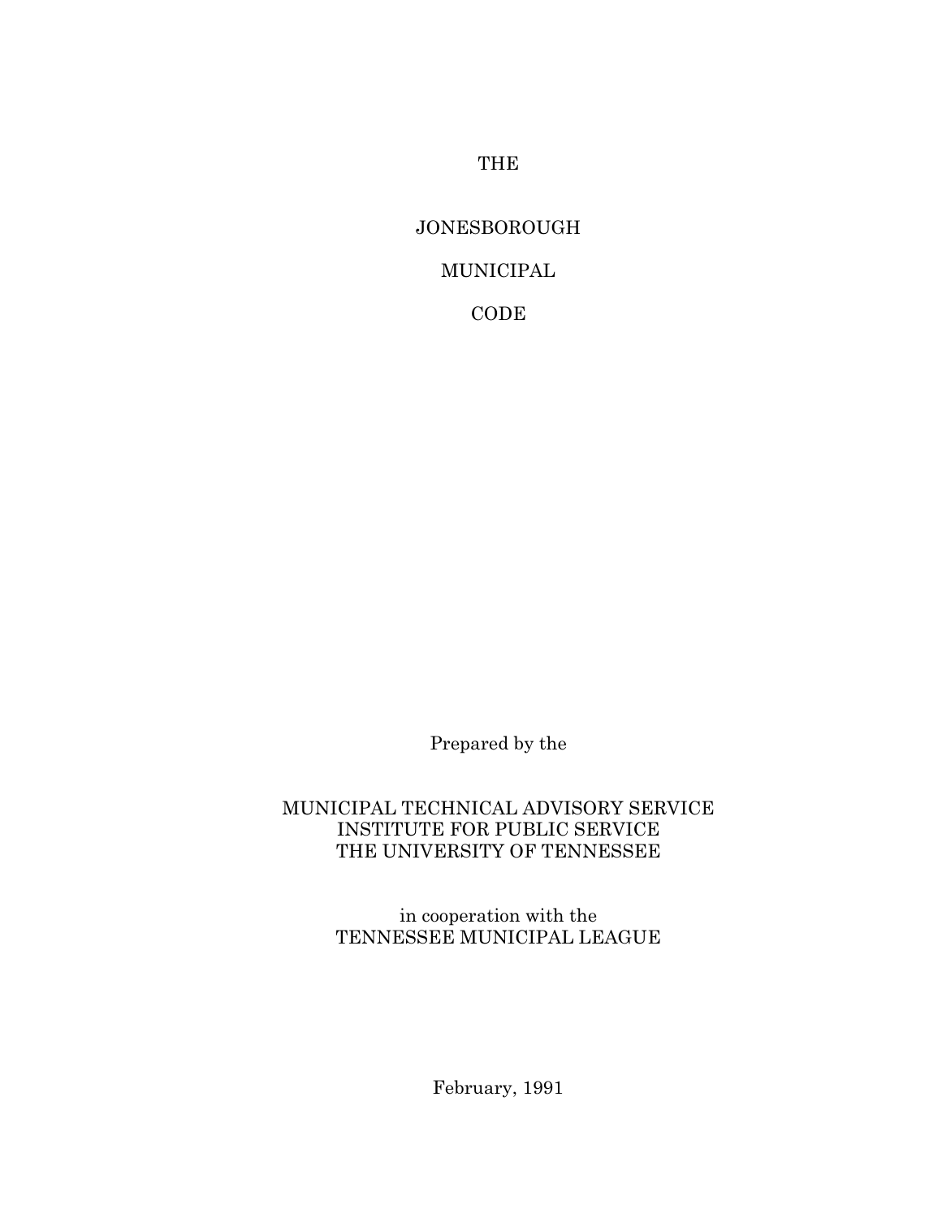# THE

# JONESBOROUGH

# MUNICIPAL

# CODE

Prepared by the

MUNICIPAL TECHNICAL ADVISORY SERVICE
INSTITUTE FOR PUBLIC SERVICE
THE UNIVERSITY OF TENNESSEE

in cooperation with the
TENNESSEE MUNICIPAL LEAGUE

February, 1991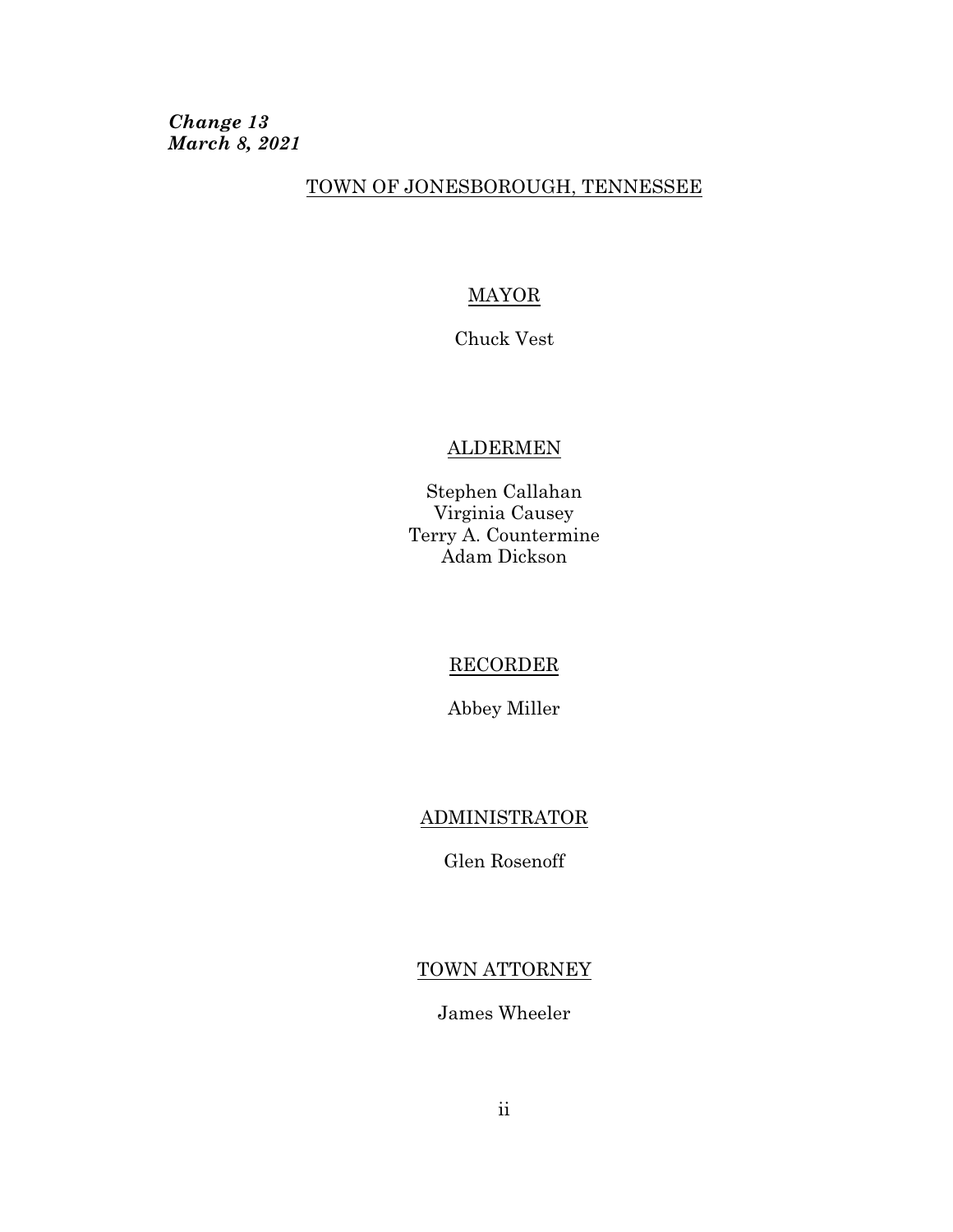***Change 13***
***March 8, 2021***

TOWN OF JONESBOROUGH, TENNESSEE

MAYOR

Chuck Vest

ALDERMEN

Stephen Callahan
Virginia Causey
Terry A. Countermine
Adam Dickson

RECORDER

Abbey Miller

ADMINISTRATOR

Glen Rosenoff

TOWN ATTORNEY

James Wheeler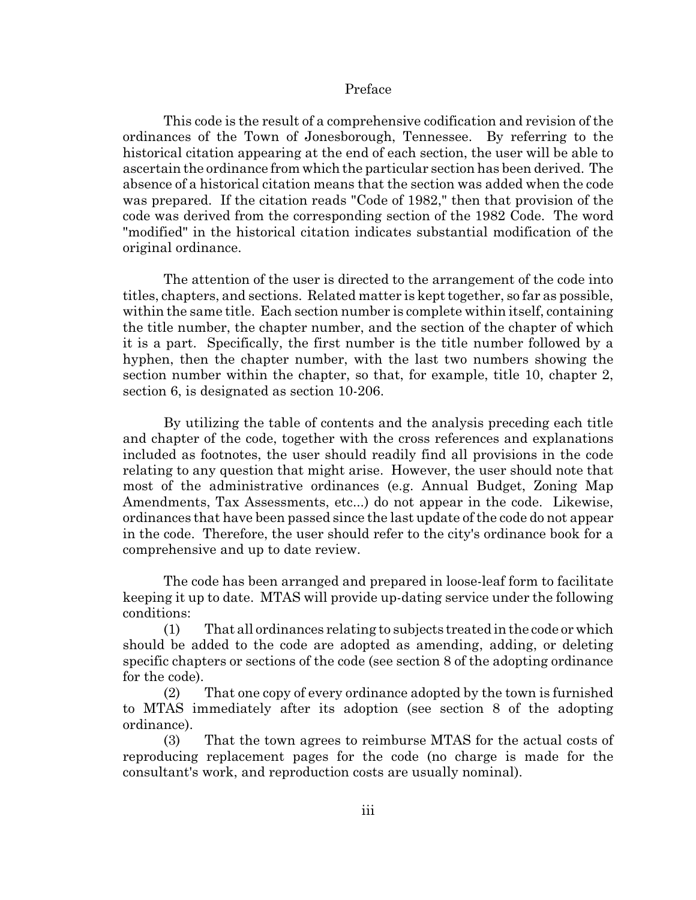# Preface

This code is the result of a comprehensive codification and revision of the ordinances of the Town of Jonesborough, Tennessee. By referring to the historical citation appearing at the end of each section, the user will be able to ascertain the ordinance from which the particular section has been derived. The absence of a historical citation means that the section was added when the code was prepared. If the citation reads "Code of 1982," then that provision of the code was derived from the corresponding section of the 1982 Code. The word "modified" in the historical citation indicates substantial modification of the original ordinance.

The attention of the user is directed to the arrangement of the code into titles, chapters, and sections. Related matter is kept together, so far as possible, within the same title. Each section number is complete within itself, containing the title number, the chapter number, and the section of the chapter of which it is a part. Specifically, the first number is the title number followed by a hyphen, then the chapter number, with the last two numbers showing the section number within the chapter, so that, for example, title 10, chapter 2, section 6, is designated as section 10-206.

By utilizing the table of contents and the analysis preceding each title and chapter of the code, together with the cross references and explanations included as footnotes, the user should readily find all provisions in the code relating to any question that might arise. However, the user should note that most of the administrative ordinances (e.g. Annual Budget, Zoning Map Amendments, Tax Assessments, etc...) do not appear in the code. Likewise, ordinances that have been passed since the last update of the code do not appear in the code. Therefore, the user should refer to the city's ordinance book for a comprehensive and up to date review.

The code has been arranged and prepared in loose-leaf form to facilitate keeping it up to date. MTAS will provide up-dating service under the following conditions:

(1) That all ordinances relating to subjects treated in the code or which should be added to the code are adopted as amending, adding, or deleting specific chapters or sections of the code (see section 8 of the adopting ordinance for the code).

(2) That one copy of every ordinance adopted by the town is furnished to MTAS immediately after its adoption (see section 8 of the adopting ordinance).

(3) That the town agrees to reimburse MTAS for the actual costs of reproducing replacement pages for the code (no charge is made for the consultant's work, and reproduction costs are usually nominal).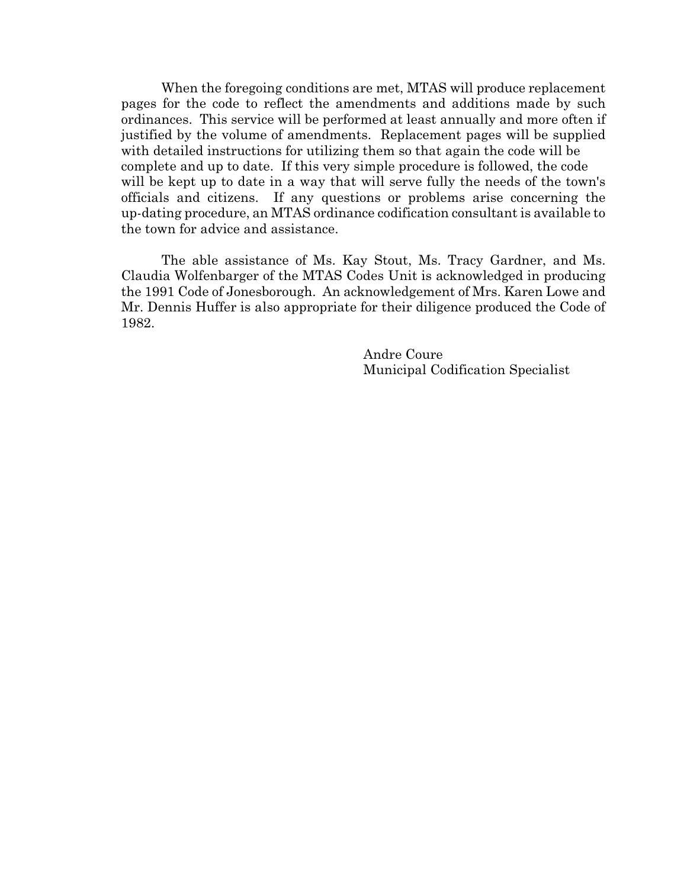When the foregoing conditions are met, MTAS will produce replacement pages for the code to reflect the amendments and additions made by such ordinances. This service will be performed at least annually and more often if justified by the volume of amendments. Replacement pages will be supplied with detailed instructions for utilizing them so that again the code will be complete and up to date. If this very simple procedure is followed, the code will be kept up to date in a way that will serve fully the needs of the town's officials and citizens. If any questions or problems arise concerning the up-dating procedure, an MTAS ordinance codification consultant is available to the town for advice and assistance.

The able assistance of Ms. Kay Stout, Ms. Tracy Gardner, and Ms. Claudia Wolfenbarger of the MTAS Codes Unit is acknowledged in producing the 1991 Code of Jonesborough. An acknowledgement of Mrs. Karen Lowe and Mr. Dennis Huffer is also appropriate for their diligence produced the Code of 1982.

Andre Coure
Municipal Codification Specialist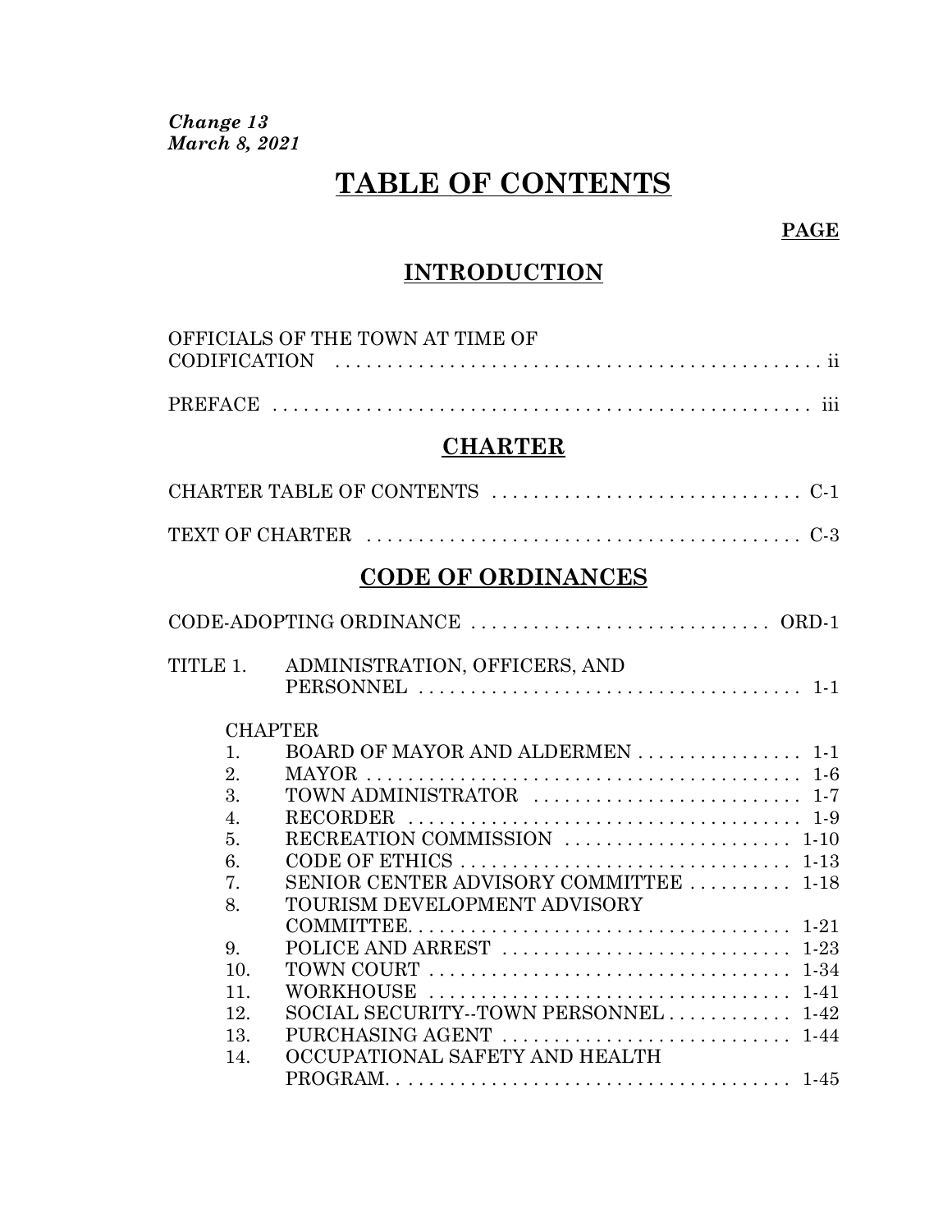***Change 13***
***March 8, 2021***

# TABLE OF CONTENTS

**PAGE**

## INTRODUCTION

| | |
|---|---|
| OFFICIALS OF THE TOWN AT TIME OF CODIFICATION | ii |
| PREFACE | iii |

## CHARTER

| | |
|---|---|
| CHARTER TABLE OF CONTENTS | C-1 |
| TEXT OF CHARTER | C-3 |

## CODE OF ORDINANCES

| | | |
|---|---|---|
| CODE-ADOPTING ORDINANCE | | ORD-1 |
| TITLE 1. | ADMINISTRATION, OFFICERS, AND PERSONNEL | 1-1 |

| CHAPTER | | |
|---|---|---|
| 1. | BOARD OF MAYOR AND ALDERMEN | 1-1 |
| 2. | MAYOR | 1-6 |
| 3. | TOWN ADMINISTRATOR | 1-7 |
| 4. | RECORDER | 1-9 |
| 5. | RECREATION COMMISSION | 1-10 |
| 6. | CODE OF ETHICS | 1-13 |
| 7. | SENIOR CENTER ADVISORY COMMITTEE | 1-18 |
| 8. | TOURISM DEVELOPMENT ADVISORY COMMITTEE | 1-21 |
| 9. | POLICE AND ARREST | 1-23 |
| 10. | TOWN COURT | 1-34 |
| 11. | WORKHOUSE | 1-41 |
| 12. | SOCIAL SECURITY--TOWN PERSONNEL | 1-42 |
| 13. | PURCHASING AGENT | 1-44 |
| 14. | OCCUPATIONAL SAFETY AND HEALTH PROGRAM | 1-45 |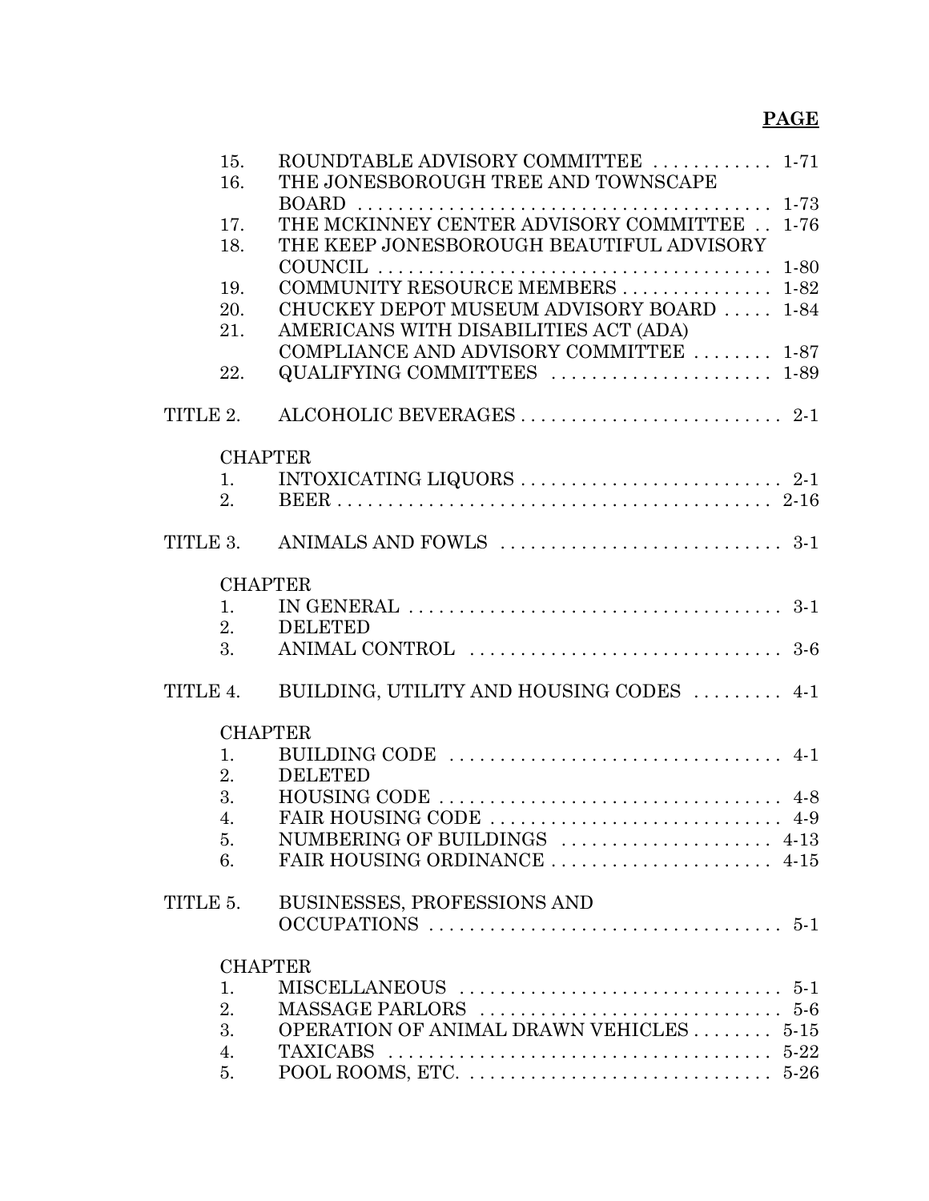**PAGE**

15. ROUNDTABLE ADVISORY COMMITTEE ............ 1-71
16. THE JONESBOROUGH TREE AND TOWNSCAPE BOARD ........................................ 1-73
17. THE MCKINNEY CENTER ADVISORY COMMITTEE .. 1-76
18. THE KEEP JONESBOROUGH BEAUTIFUL ADVISORY COUNCIL ...................................... 1-80
19. COMMUNITY RESOURCE MEMBERS ............... 1-82
20. CHUCKEY DEPOT MUSEUM ADVISORY BOARD ..... 1-84
21. AMERICANS WITH DISABILITIES ACT (ADA) COMPLIANCE AND ADVISORY COMMITTEE ........ 1-87
22. QUALIFYING COMMITTEES ...................... 1-89

TITLE 2. ALCOHOLIC BEVERAGES .......................... 2-1

CHAPTER
1. INTOXICATING LIQUORS .......................... 2-1
2. BEER ............................................ 2-16

TITLE 3. ANIMALS AND FOWLS ............................ 3-1

CHAPTER
1. IN GENERAL ..................................... 3-1
2. DELETED
3. ANIMAL CONTROL ................................ 3-6

TITLE 4. BUILDING, UTILITY AND HOUSING CODES ......... 4-1

CHAPTER
1. BUILDING CODE .................................. 4-1
2. DELETED
3. HOUSING CODE ................................... 4-8
4. FAIR HOUSING CODE ............................. 4-9
5. NUMBERING OF BUILDINGS ..................... 4-13
6. FAIR HOUSING ORDINANCE ...................... 4-15

TITLE 5. BUSINESSES, PROFESSIONS AND OCCUPATIONS ................................... 5-1

CHAPTER
1. MISCELLANEOUS ................................. 5-1
2. MASSAGE PARLORS .............................. 5-6
3. OPERATION OF ANIMAL DRAWN VEHICLES ........ 5-15
4. TAXICABS ....................................... 5-22
5. POOL ROOMS, ETC. ............................. 5-26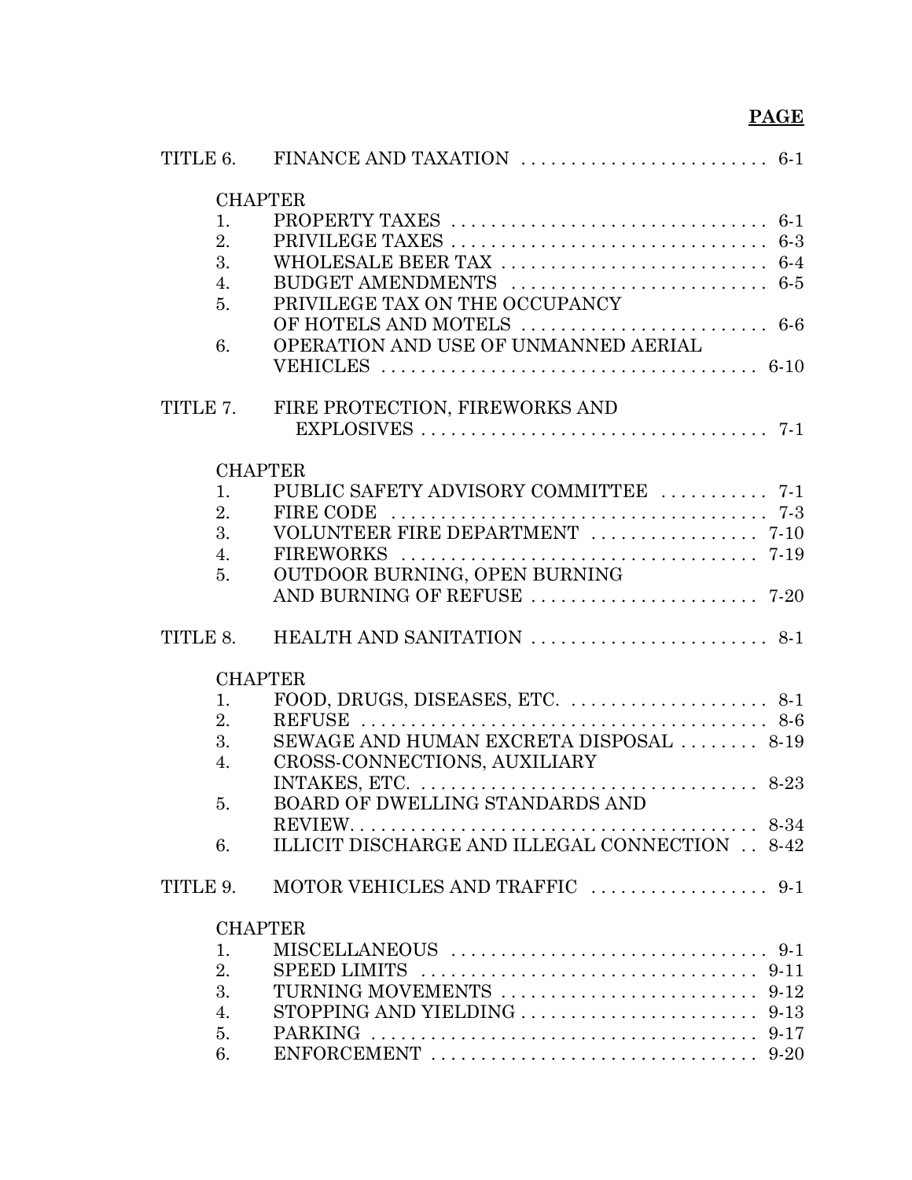| | | PAGE |
|---|---|---|
| TITLE 6. | FINANCE AND TAXATION | 6-1 |
| | CHAPTER | |
| 1. | PROPERTY TAXES | 6-1 |
| 2. | PRIVILEGE TAXES | 6-3 |
| 3. | WHOLESALE BEER TAX | 6-4 |
| 4. | BUDGET AMENDMENTS | 6-5 |
| 5. | PRIVILEGE TAX ON THE OCCUPANCY OF HOTELS AND MOTELS | 6-6 |
| 6. | OPERATION AND USE OF UNMANNED AERIAL VEHICLES | 6-10 |
| TITLE 7. | FIRE PROTECTION, FIREWORKS AND EXPLOSIVES | 7-1 |
| | CHAPTER | |
| 1. | PUBLIC SAFETY ADVISORY COMMITTEE | 7-1 |
| 2. | FIRE CODE | 7-3 |
| 3. | VOLUNTEER FIRE DEPARTMENT | 7-10 |
| 4. | FIREWORKS | 7-19 |
| 5. | OUTDOOR BURNING, OPEN BURNING AND BURNING OF REFUSE | 7-20 |
| TITLE 8. | HEALTH AND SANITATION | 8-1 |
| | CHAPTER | |
| 1. | FOOD, DRUGS, DISEASES, ETC. | 8-1 |
| 2. | REFUSE | 8-6 |
| 3. | SEWAGE AND HUMAN EXCRETA DISPOSAL | 8-19 |
| 4. | CROSS-CONNECTIONS, AUXILIARY INTAKES, ETC. | 8-23 |
| 5. | BOARD OF DWELLING STANDARDS AND REVIEW. | 8-34 |
| 6. | ILLICIT DISCHARGE AND ILLEGAL CONNECTION | 8-42 |
| TITLE 9. | MOTOR VEHICLES AND TRAFFIC | 9-1 |
| | CHAPTER | |
| 1. | MISCELLANEOUS | 9-1 |
| 2. | SPEED LIMITS | 9-11 |
| 3. | TURNING MOVEMENTS | 9-12 |
| 4. | STOPPING AND YIELDING | 9-13 |
| 5. | PARKING | 9-17 |
| 6. | ENFORCEMENT | 9-20 |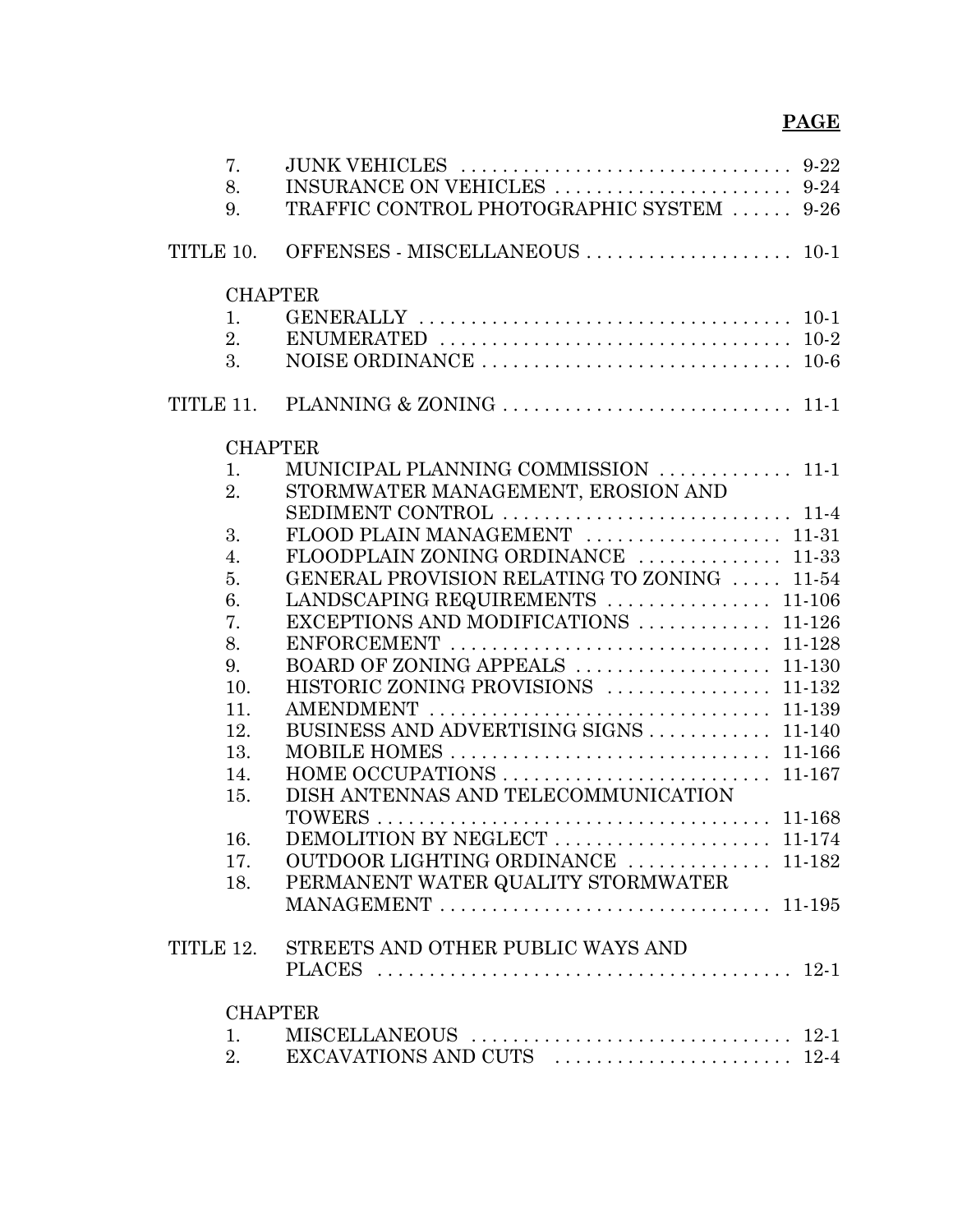**PAGE**

7. JUNK VEHICLES . . . . . . . . . . . . . . . . . . . . . . . . . . . . . . . . 9-22
8. INSURANCE ON VEHICLES . . . . . . . . . . . . . . . . . . . . . . . 9-24
9. TRAFFIC CONTROL PHOTOGRAPHIC SYSTEM . . . . . . 9-26

TITLE 10. OFFENSES - MISCELLANEOUS . . . . . . . . . . . . . . . . . . . . 10-1

CHAPTER

1. GENERALLY . . . . . . . . . . . . . . . . . . . . . . . . . . . . . . . . . . . . 10-1
2. ENUMERATED . . . . . . . . . . . . . . . . . . . . . . . . . . . . . . . . . . 10-2
3. NOISE ORDINANCE . . . . . . . . . . . . . . . . . . . . . . . . . . . . . . 10-6

TITLE 11. PLANNING & ZONING . . . . . . . . . . . . . . . . . . . . . . . . . . . . 11-1

CHAPTER

1. MUNICIPAL PLANNING COMMISSION . . . . . . . . . . . . . 11-1
2. STORMWATER MANAGEMENT, EROSION AND SEDIMENT CONTROL . . . . . . . . . . . . . . . . . . . . . . . . . . . . 11-4
3. FLOOD PLAIN MANAGEMENT . . . . . . . . . . . . . . . . . . . 11-31
4. FLOODPLAIN ZONING ORDINANCE . . . . . . . . . . . . . . 11-33
5. GENERAL PROVISION RELATING TO ZONING . . . . . 11-54
6. LANDSCAPING REQUIREMENTS . . . . . . . . . . . . . . . . 11-106
7. EXCEPTIONS AND MODIFICATIONS . . . . . . . . . . . . . 11-126
8. ENFORCEMENT . . . . . . . . . . . . . . . . . . . . . . . . . . . . . . . 11-128
9. BOARD OF ZONING APPEALS . . . . . . . . . . . . . . . . . . . 11-130
10. HISTORIC ZONING PROVISIONS . . . . . . . . . . . . . . . . 11-132
11. AMENDMENT . . . . . . . . . . . . . . . . . . . . . . . . . . . . . . . . 11-139
12. BUSINESS AND ADVERTISING SIGNS . . . . . . . . . . . . 11-140
13. MOBILE HOMES . . . . . . . . . . . . . . . . . . . . . . . . . . . . . . . 11-166
14. HOME OCCUPATIONS . . . . . . . . . . . . . . . . . . . . . . . . . . 11-167
15. DISH ANTENNAS AND TELECOMMUNICATION TOWERS . . . . . . . . . . . . . . . . . . . . . . . . . . . . . . . . . . . . . . 11-168
16. DEMOLITION BY NEGLECT . . . . . . . . . . . . . . . . . . . . . 11-174
17. OUTDOOR LIGHTING ORDINANCE . . . . . . . . . . . . . . 11-182
18. PERMANENT WATER QUALITY STORMWATER MANAGEMENT . . . . . . . . . . . . . . . . . . . . . . . . . . . . . . . . 11-195

TITLE 12. STREETS AND OTHER PUBLIC WAYS AND PLACES . . . . . . . . . . . . . . . . . . . . . . . . . . . . . . . . . . . . . . . . 12-1

CHAPTER

1. MISCELLANEOUS . . . . . . . . . . . . . . . . . . . . . . . . . . . . . . . 12-1
2. EXCAVATIONS AND CUTS . . . . . . . . . . . . . . . . . . . . . . . 12-4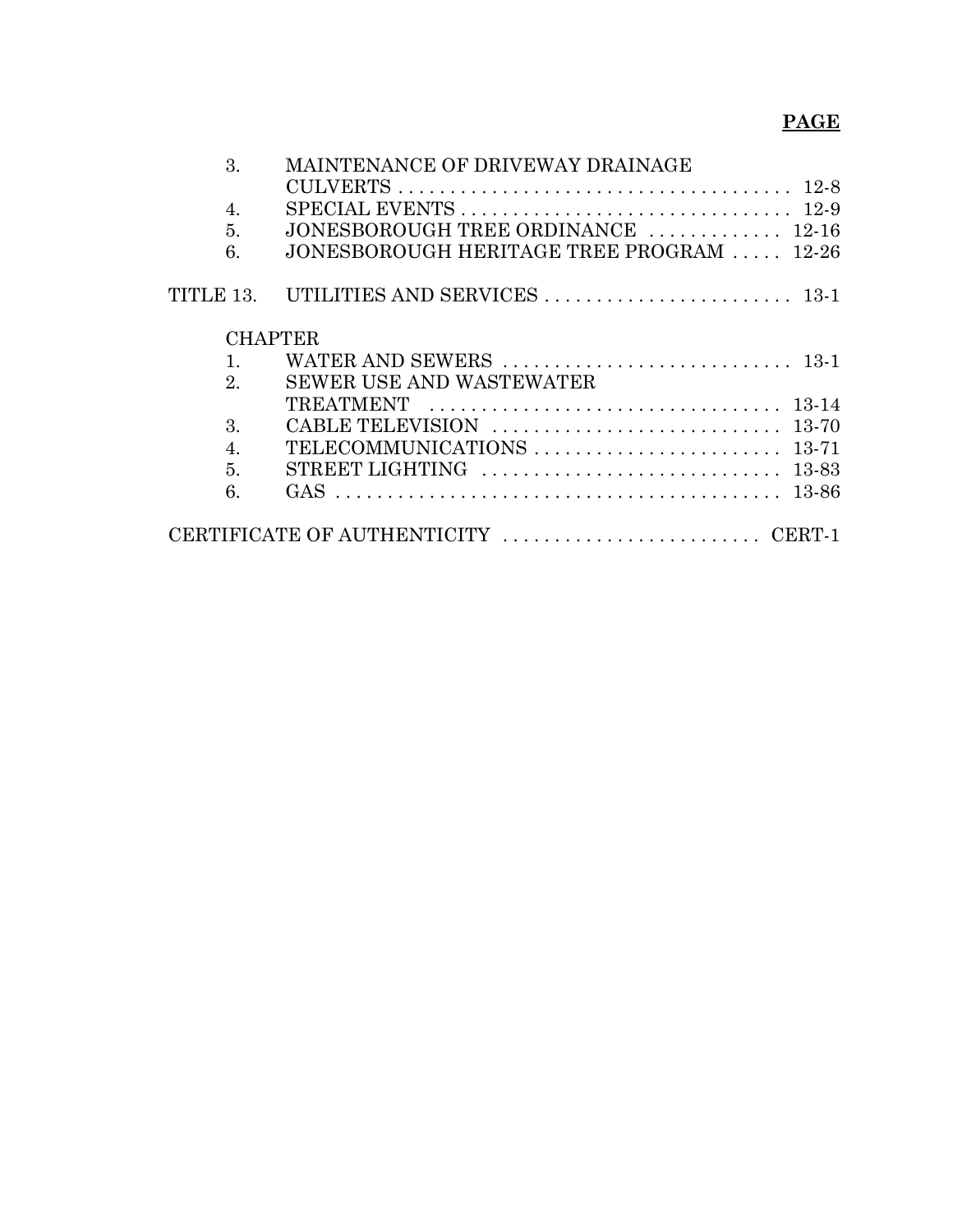**PAGE**

| | | |
|---|---|---|
| 3. | MAINTENANCE OF DRIVEWAY DRAINAGE CULVERTS | 12-8 |
| 4. | SPECIAL EVENTS | 12-9 |
| 5. | JONESBOROUGH TREE ORDINANCE | 12-16 |
| 6. | JONESBOROUGH HERITAGE TREE PROGRAM | 12-26 |

TITLE 13. UTILITIES AND SERVICES . . . . . . . . . . . . . . . . . . . . . . . . 13-1

CHAPTER

| | | |
|---|---|---|
| 1. | WATER AND SEWERS | 13-1 |
| 2. | SEWER USE AND WASTEWATER TREATMENT | 13-14 |
| 3. | CABLE TELEVISION | 13-70 |
| 4. | TELECOMMUNICATIONS | 13-71 |
| 5. | STREET LIGHTING | 13-83 |
| 6. | GAS | 13-86 |

CERTIFICATE OF AUTHENTICITY . . . . . . . . . . . . . . . . . . . . . . . . . CERT-1